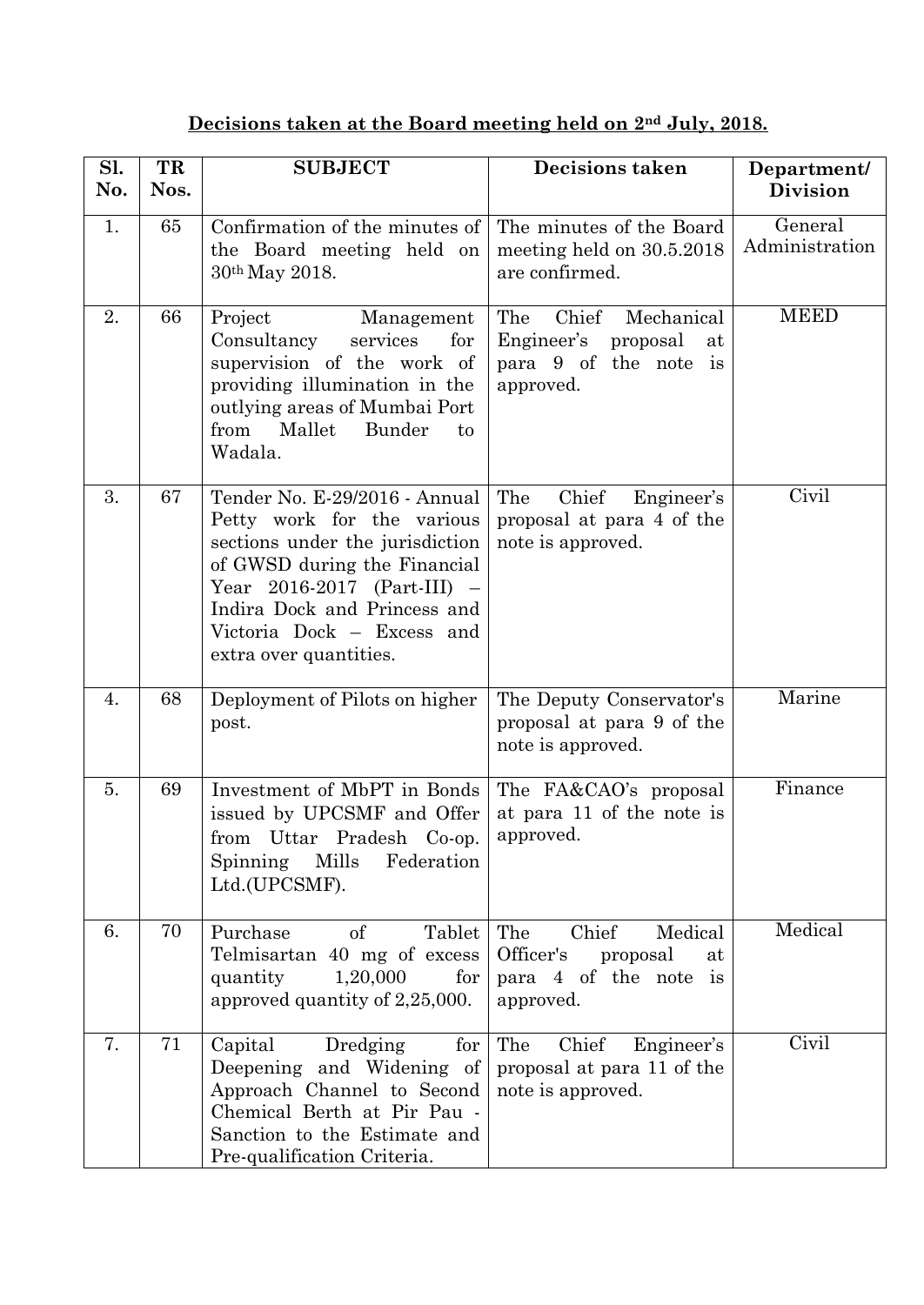## Decisions taken at the Board meeting held on 2nd July, 2018.

| Sl. No. | TR Nos. | SUBJECT | Decisions taken | Department/ Division |
|---|---|---|---|---|
| 1. | 65 | Confirmation of the minutes of the Board meeting held on 30th May 2018. | The minutes of the Board meeting held on 30.5.2018 are confirmed. | General Administration |
| 2. | 66 | Project Management Consultancy services for supervision of the work of providing illumination in the outlying areas of Mumbai Port from Mallet Bunder to Wadala. | The Chief Mechanical Engineer's proposal at para 9 of the note is approved. | MEED |
| 3. | 67 | Tender No. E-29/2016 - Annual Petty work for the various sections under the jurisdiction of GWSD during the Financial Year 2016-2017 (Part-III) – Indira Dock and Princess and Victoria Dock – Excess and extra over quantities. | The Chief Engineer's proposal at para 4 of the note is approved. | Civil |
| 4. | 68 | Deployment of Pilots on higher post. | The Deputy Conservator's proposal at para 9 of the note is approved. | Marine |
| 5. | 69 | Investment of MbPT in Bonds issued by UPCSMF and Offer from Uttar Pradesh Co-op. Spinning Mills Federation Ltd.(UPCSMF). | The FA&CAO's proposal at para 11 of the note is approved. | Finance |
| 6. | 70 | Purchase of Tablet Telmisartan 40 mg of excess quantity 1,20,000 for approved quantity of 2,25,000. | The Chief Medical Officer's proposal at para 4 of the note is approved. | Medical |
| 7. | 71 | Capital Dredging for Deepening and Widening of Approach Channel to Second Chemical Berth at Pir Pau - Sanction to the Estimate and Pre-qualification Criteria. | The Chief Engineer's proposal at para 11 of the note is approved. | Civil |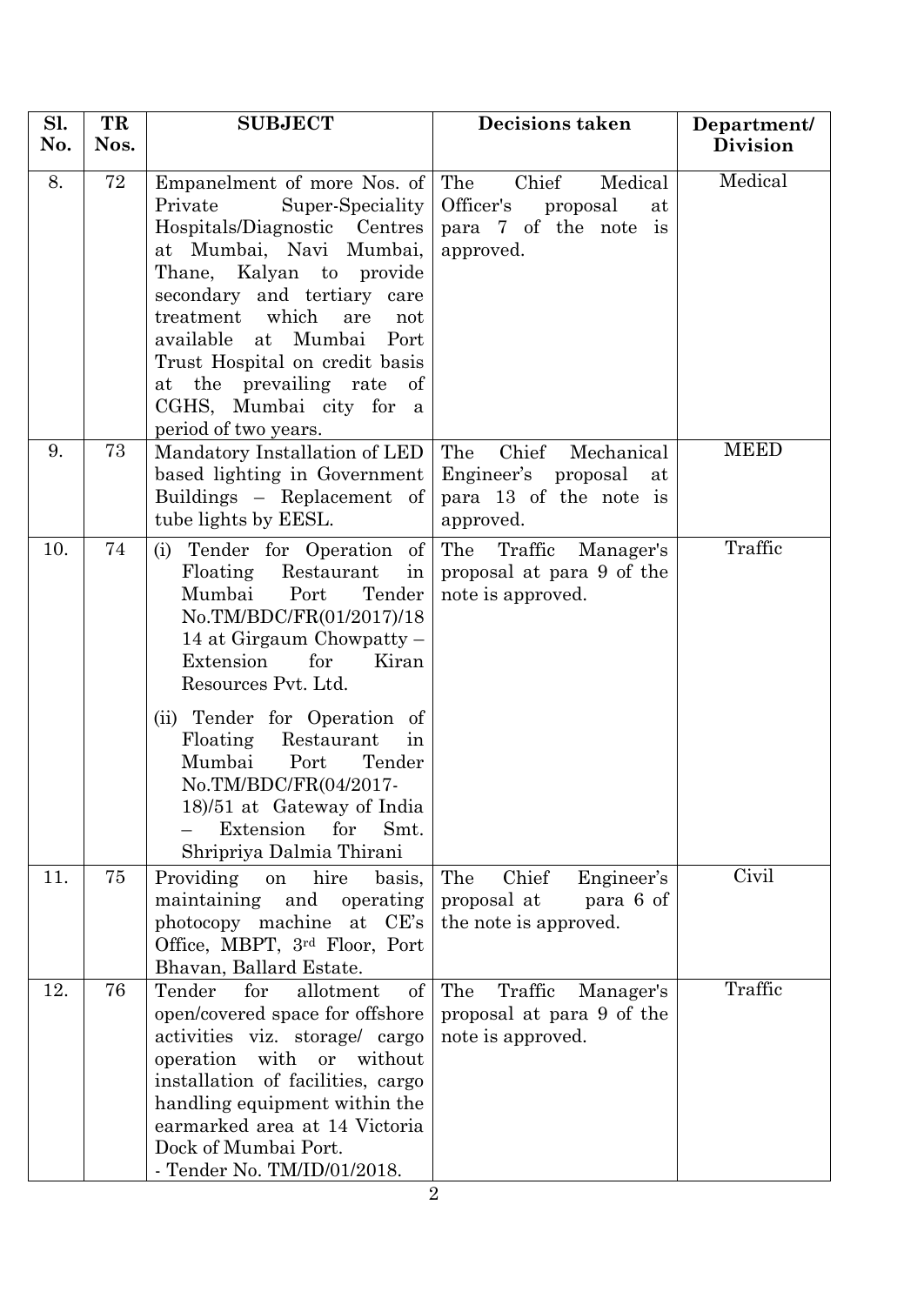| Sl. No. | TR Nos. | SUBJECT | Decisions taken | Department/ Division |
|---|---|---|---|---|
| 8. | 72 | Empanelment of more Nos. of Private Super-Speciality Hospitals/Diagnostic Centres at Mumbai, Navi Mumbai, Thane, Kalyan to provide secondary and tertiary care treatment which are not available at Mumbai Port Trust Hospital on credit basis at the prevailing rate of CGHS, Mumbai city for a period of two years. | The Chief Medical Officer's proposal at para 7 of the note is approved. | Medical |
| 9. | 73 | Mandatory Installation of LED based lighting in Government Buildings – Replacement of tube lights by EESL. | The Chief Mechanical Engineer's proposal at para 13 of the note is approved. | MEED |
| 10. | 74 | (i) Tender for Operation of Floating Restaurant in Mumbai Port Tender No.TM/BDC/FR(01/2017)/1814 at Girgaum Chowpatty – Extension for Kiran Resources Pvt. Ltd.<br><br>(ii) Tender for Operation of Floating Restaurant in Mumbai Port Tender No.TM/BDC/FR(04/2017-18)/51 at Gateway of India – Extension for Smt. Shripriya Dalmia Thirani | The Traffic Manager's proposal at para 9 of the note is approved. | Traffic |
| 11. | 75 | Providing on hire basis, maintaining and operating photocopy machine at CE's Office, MBPT, 3rd Floor, Port Bhavan, Ballard Estate. | The Chief Engineer's proposal at para 6 of the note is approved. | Civil |
| 12. | 76 | Tender for allotment of open/covered space for offshore activities viz. storage/ cargo operation with or without installation of facilities, cargo handling equipment within the earmarked area at 14 Victoria Dock of Mumbai Port.<br>- Tender No. TM/ID/01/2018. | The Traffic Manager's proposal at para 9 of the note is approved. | Traffic |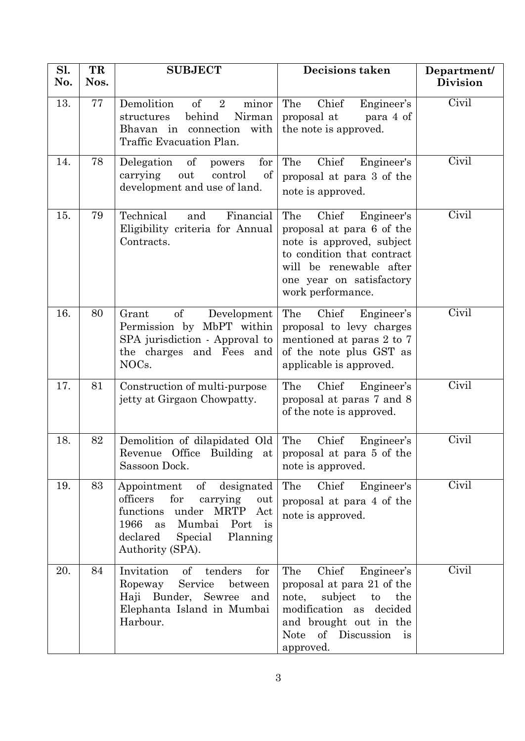| Sl. No. | TR Nos. | SUBJECT | Decisions taken | Department/ Division |
|---|---|---|---|---|
| 13. | 77 | Demolition of 2 minor structures behind Nirman Bhavan in connection with Traffic Evacuation Plan. | The Chief Engineer's proposal at para 4 of the note is approved. | Civil |
| 14. | 78 | Delegation of powers for carrying out control of development and use of land. | The Chief Engineer's proposal at para 3 of the note is approved. | Civil |
| 15. | 79 | Technical and Financial Eligibility criteria for Annual Contracts. | The Chief Engineer's proposal at para 6 of the note is approved, subject to condition that contract will be renewable after one year on satisfactory work performance. | Civil |
| 16. | 80 | Grant of Development Permission by MbPT within SPA jurisdiction - Approval to the charges and Fees and NOCs. | The Chief Engineer's proposal to levy charges mentioned at paras 2 to 7 of the note plus GST as applicable is approved. | Civil |
| 17. | 81 | Construction of multi-purpose jetty at Girgaon Chowpatty. | The Chief Engineer's proposal at paras 7 and 8 of the note is approved. | Civil |
| 18. | 82 | Demolition of dilapidated Old Revenue Office Building at Sassoon Dock. | The Chief Engineer's proposal at para 5 of the note is approved. | Civil |
| 19. | 83 | Appointment of designated officers for carrying out functions under MRTP Act 1966 as Mumbai Port is declared Special Planning Authority (SPA). | The Chief Engineer's proposal at para 4 of the note is approved. | Civil |
| 20. | 84 | Invitation of tenders for Ropeway Service between Haji Bunder, Sewree and Elephanta Island in Mumbai Harbour. | The Chief Engineer's proposal at para 21 of the note, subject to the modification as decided and brought out in the Note of Discussion is approved. | Civil |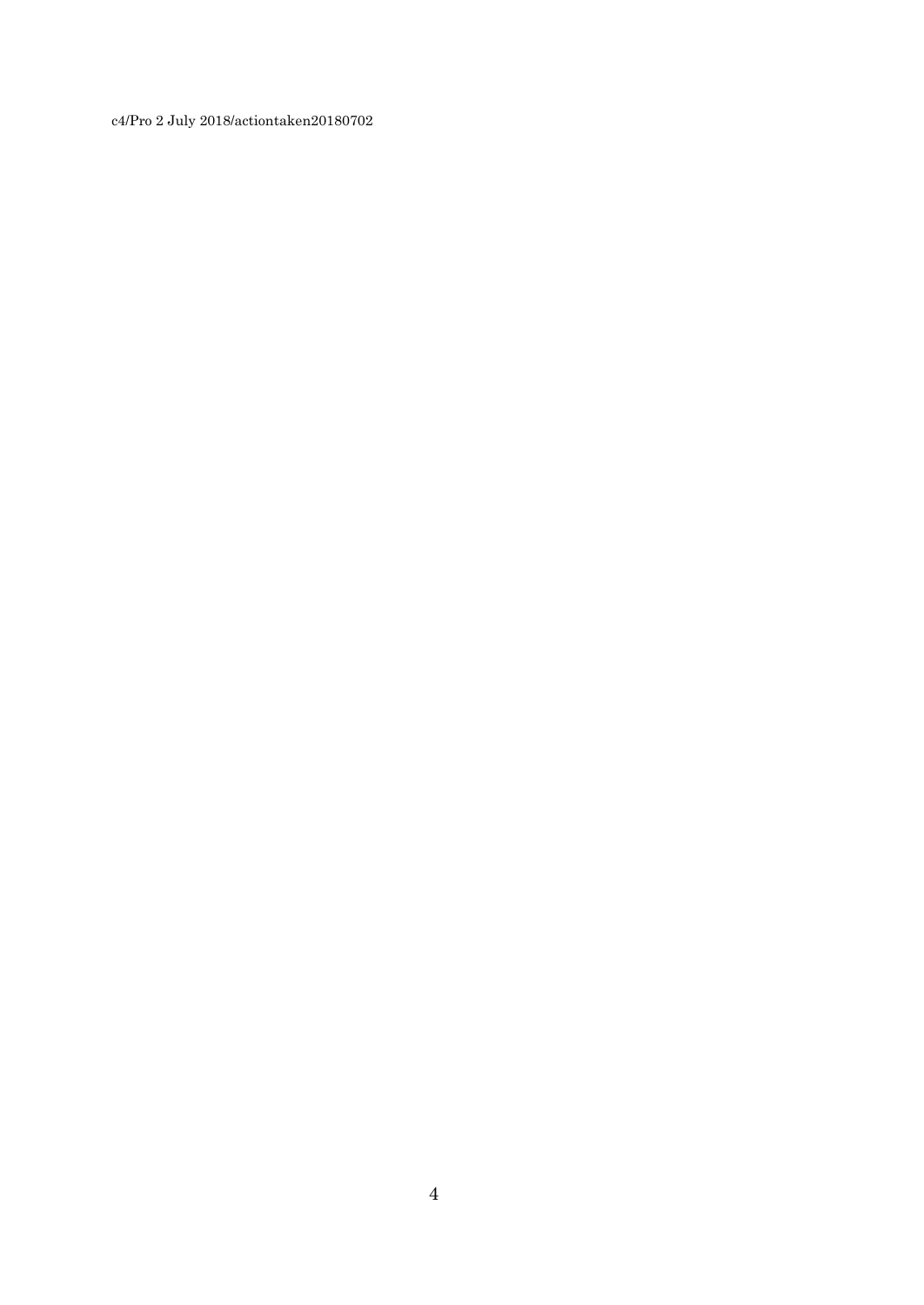c4/Pro 2 July 2018/actiontaken20180702